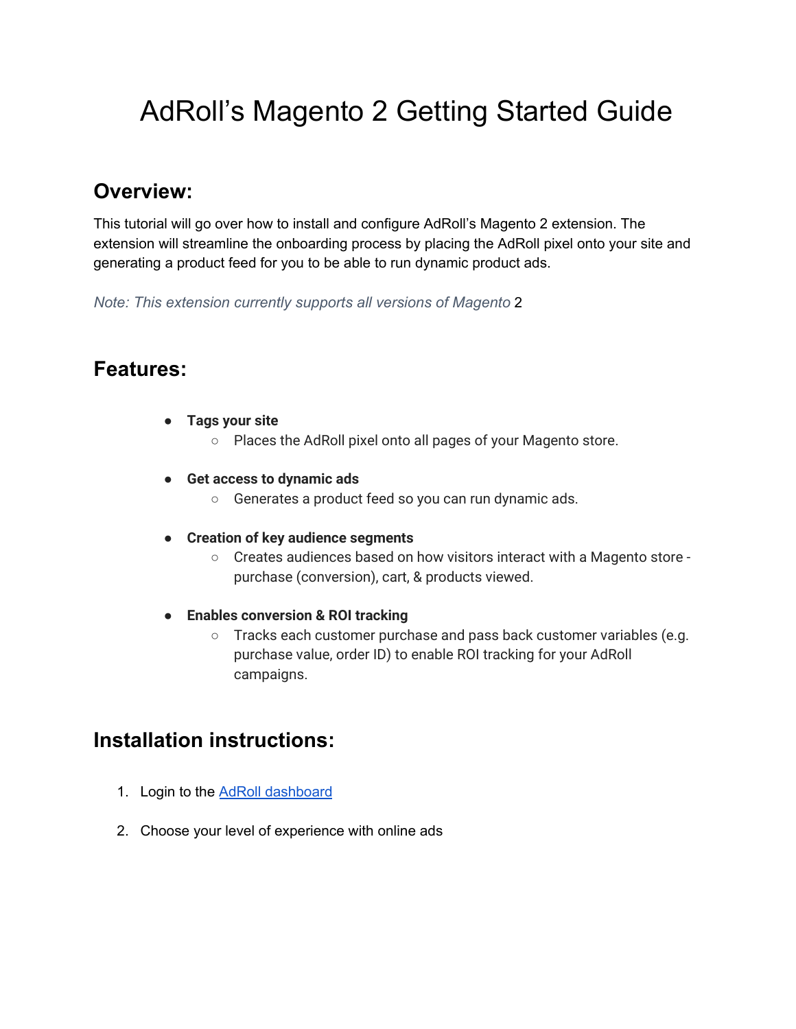# AdRoll's Magento 2 Getting Started Guide

## Overview:

This tutorial will go over how to install and configure AdRoll's Magento 2 extension. The extension will streamline the onboarding process by placing the AdRoll pixel onto your site and generating a product feed for you to be able to run dynamic product ads.

*Note: This extension currently supports all versions of Magento* 2

## Features:

- **Tags your site**
  - Places the AdRoll pixel onto all pages of your Magento store.
- **Get access to dynamic ads**
  - Generates a product feed so you can run dynamic ads.
- **Creation of key audience segments**
  - Creates audiences based on how visitors interact with a Magento store - purchase (conversion), cart, & products viewed.
- **Enables conversion & ROI tracking**
  - Tracks each customer purchase and pass back customer variables (e.g. purchase value, order ID) to enable ROI tracking for your AdRoll campaigns.

## Installation instructions:

1. Login to the AdRoll dashboard
2. Choose your level of experience with online ads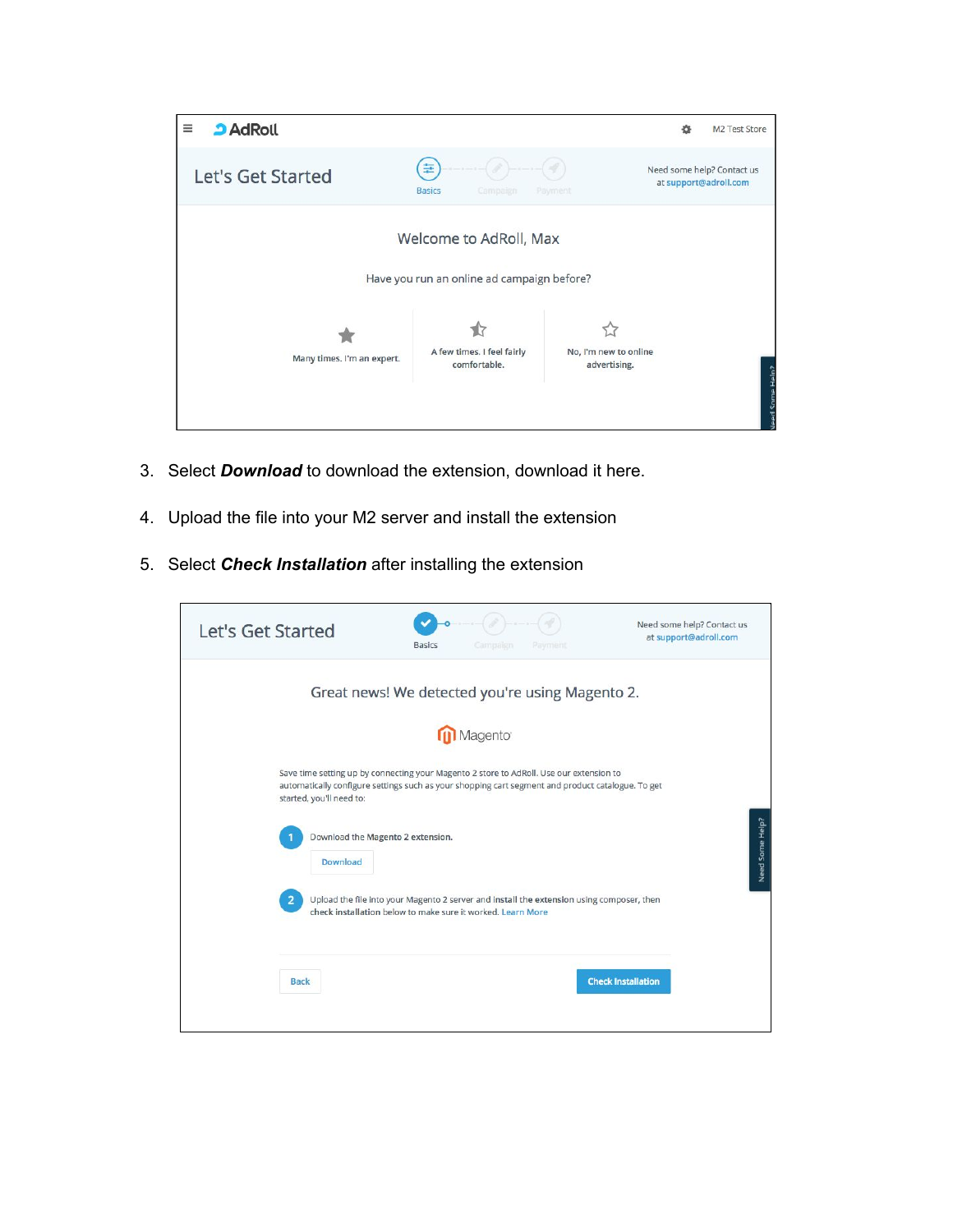3. Select ***Download*** to download the extension, download it here.

4. Upload the file into your M2 server and install the extension

5. Select ***Check Installation*** after installing the extension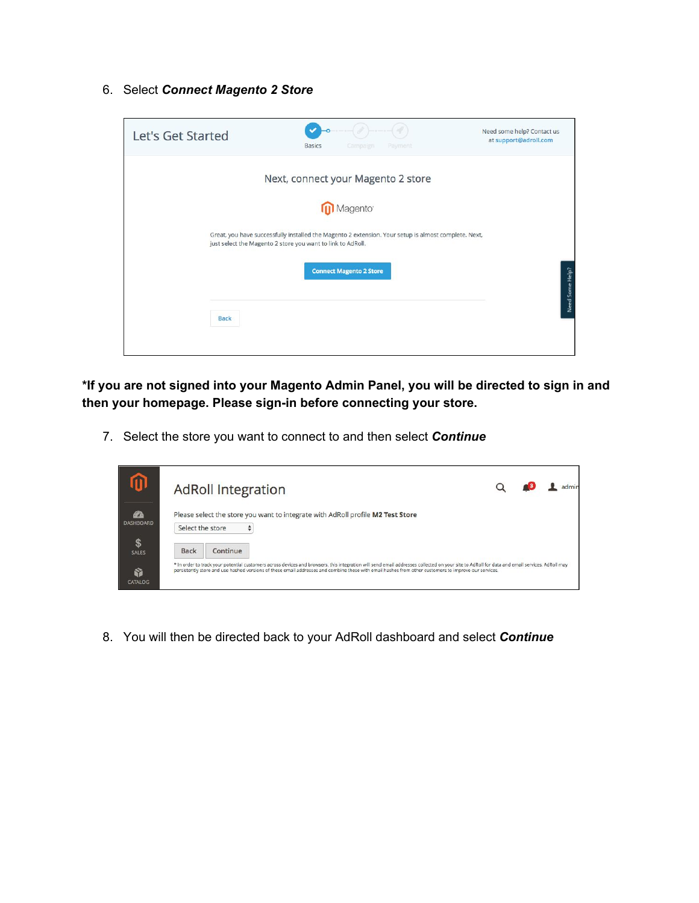6. Select ***Connect Magento 2 Store***

**\*If you are not signed into your Magento Admin Panel, you will be directed to sign in and then your homepage. Please sign-in before connecting your store.**

7. Select the store you want to connect to and then select ***Continue***

8. You will then be directed back to your AdRoll dashboard and select ***Continue***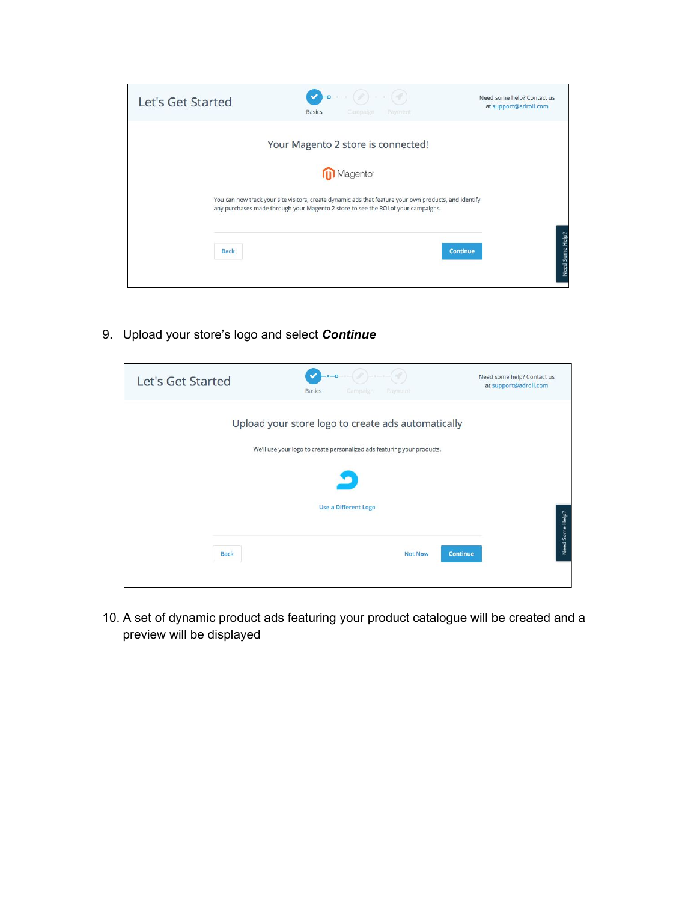9. Upload your store's logo and select ***Continue***

10. A set of dynamic product ads featuring your product catalogue will be created and a preview will be displayed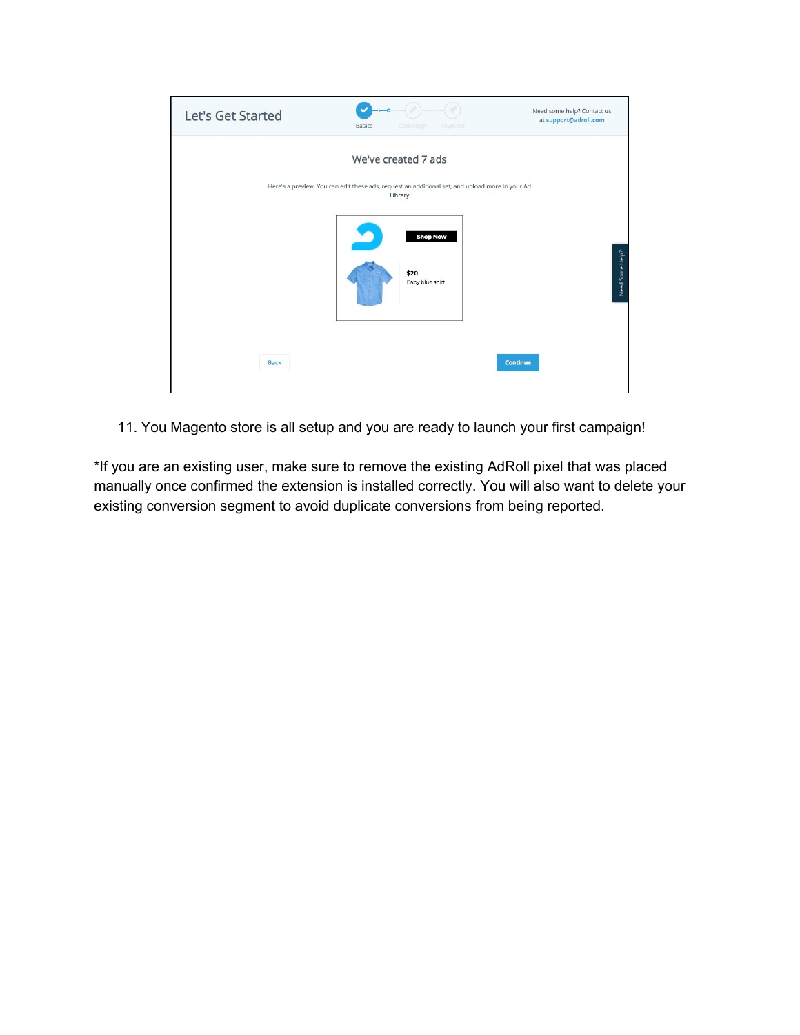11. You Magento store is all setup and you are ready to launch your first campaign!

*If you are an existing user, make sure to remove the existing AdRoll pixel that was placed manually once confirmed the extension is installed correctly. You will also want to delete your existing conversion segment to avoid duplicate conversions from being reported.